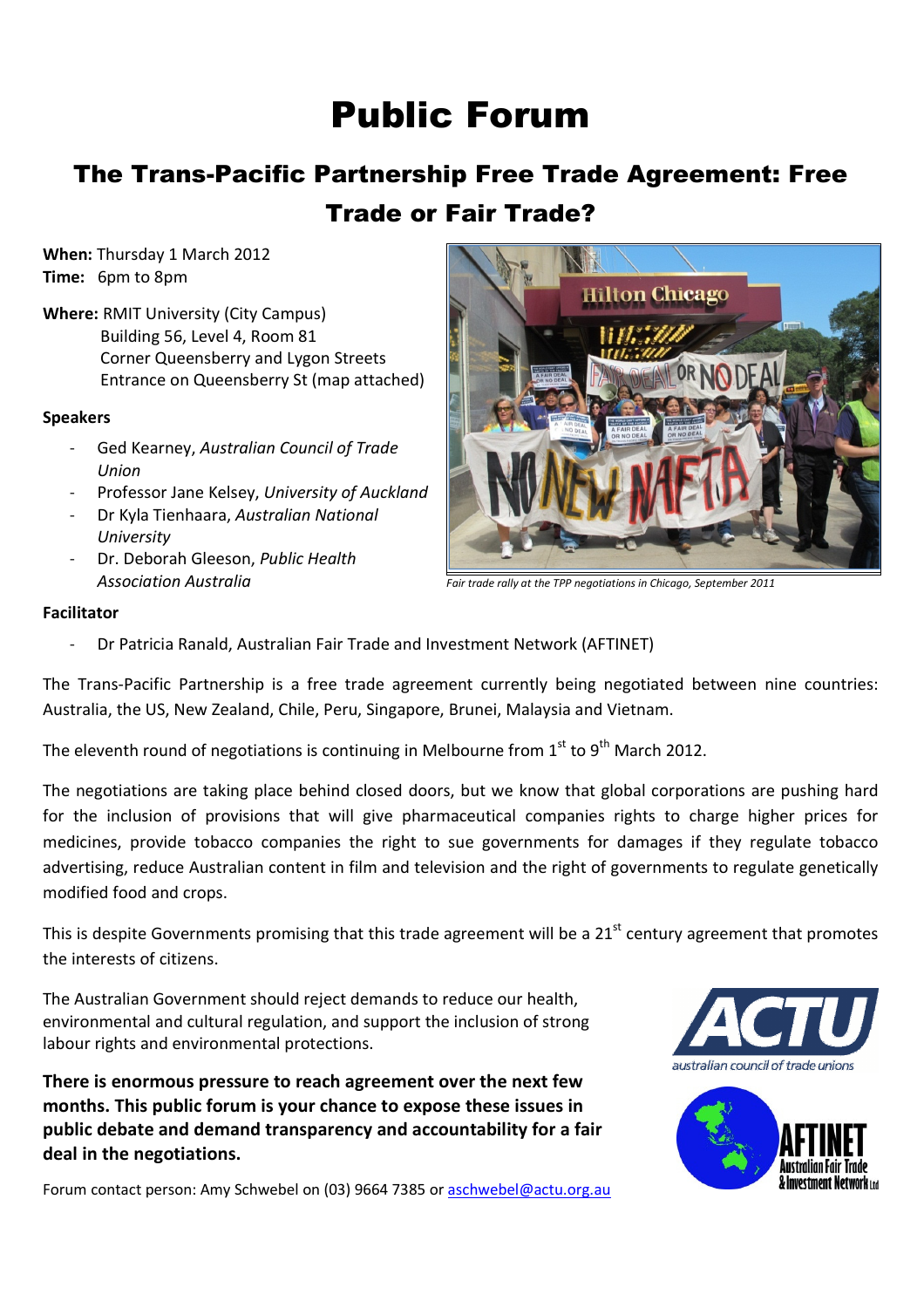# Public Forum

## The Trans-Pacific Partnership Free Trade Agreement: Free Trade or Fair Trade?

**When:** Thursday 1 March 2012
**Time:** 6pm to 8pm

**Where:** RMIT University (City Campus)
Building 56, Level 4, Room 81
Corner Queensberry and Lygon Streets
Entrance on Queensberry St (map attached)

**Speakers**

- Ged Kearney, *Australian Council of Trade Union*
- Professor Jane Kelsey, *University of Auckland*
- Dr Kyla Tienhaara, *Australian National University*
- Dr. Deborah Gleeson, *Public Health Association Australia*

*Fair trade rally at the TPP negotiations in Chicago, September 2011*

**Facilitator**

- Dr Patricia Ranald, Australian Fair Trade and Investment Network (AFTINET)

The Trans-Pacific Partnership is a free trade agreement currently being negotiated between nine countries: Australia, the US, New Zealand, Chile, Peru, Singapore, Brunei, Malaysia and Vietnam.

The eleventh round of negotiations is continuing in Melbourne from 1st to 9th March 2012.

The negotiations are taking place behind closed doors, but we know that global corporations are pushing hard for the inclusion of provisions that will give pharmaceutical companies rights to charge higher prices for medicines, provide tobacco companies the right to sue governments for damages if they regulate tobacco advertising, reduce Australian content in film and television and the right of governments to regulate genetically modified food and crops.

This is despite Governments promising that this trade agreement will be a 21st century agreement that promotes the interests of citizens.

The Australian Government should reject demands to reduce our health, environmental and cultural regulation, and support the inclusion of strong labour rights and environmental protections.

**There is enormous pressure to reach agreement over the next few months. This public forum is your chance to expose these issues in public debate and demand transparency and accountability for a fair deal in the negotiations.**

Forum contact person: Amy Schwebel on (03) 9664 7385 or aschwebel@actu.org.au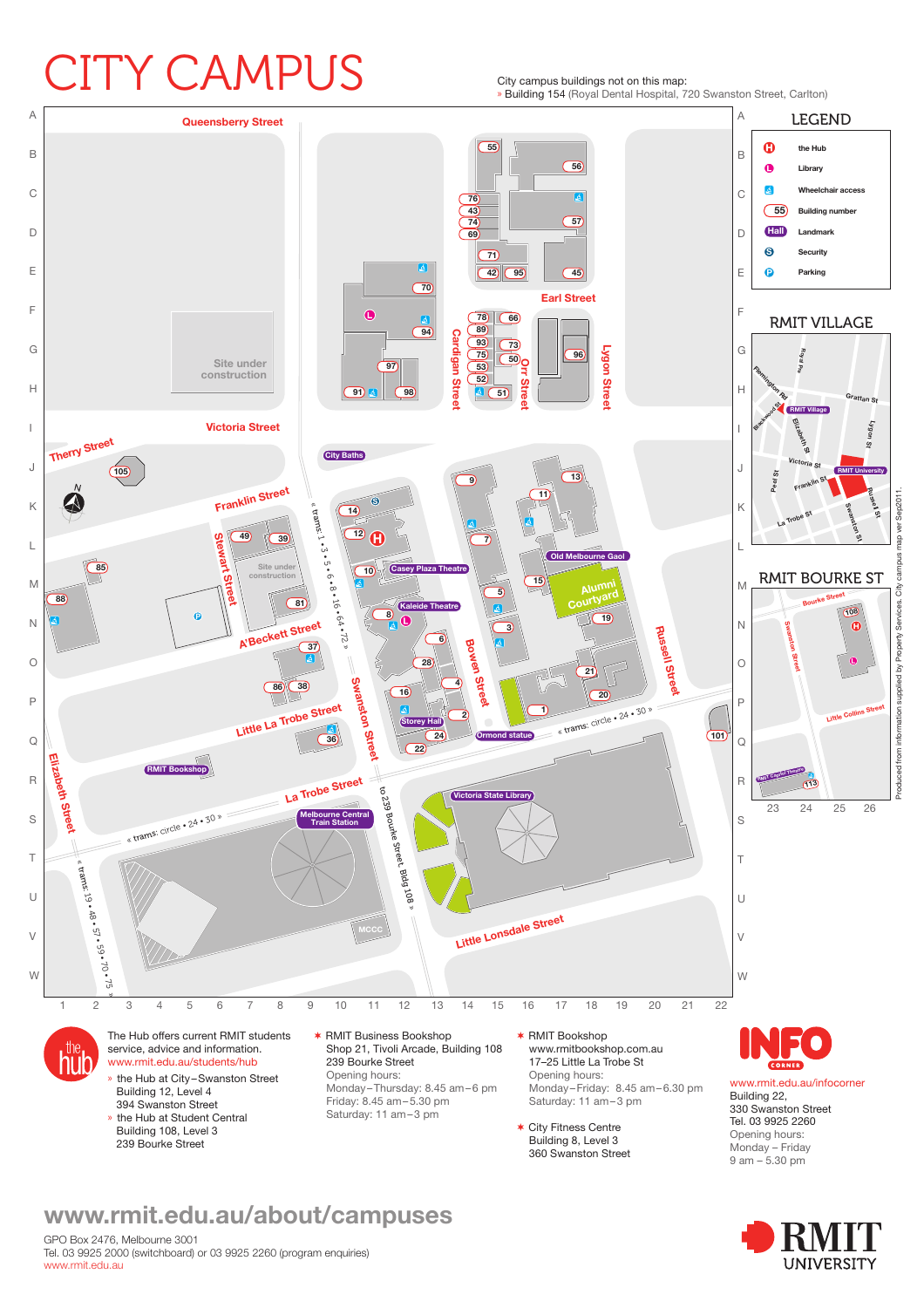# CITY CAMPUS

City campus buildings not on this map:
» Building 154 (Royal Dental Hospital, 720 Swanston Street, Carlton)

## LEGEND

- the Hub
- Library
- Wheelchair access
- Building number
- Landmark
- Security
- Parking

## RMIT VILLAGE

## RMIT BOURKE ST

Produced from information supplied by Property Services. City campus map ver Sep2011.

The Hub offers current RMIT students service, advice and information.
www.rmit.edu.au/students/hub

- » the Hub at City–Swanston Street
  Building 12, Level 4
  394 Swanston Street
- » the Hub at Student Central
  Building 108, Level 3
  239 Bourke Street

✶ RMIT Business Bookshop
Shop 21, Tivoli Arcade, Building 108
239 Bourke Street
Opening hours:
Monday–Thursday: 8.45 am–6 pm
Friday: 8.45 am–5.30 pm
Saturday: 11 am–3 pm

✶ RMIT Bookshop
www.rmitbookshop.com.au
17–25 Little La Trobe St
Opening hours:
Monday–Friday: 8.45 am–6.30 pm
Saturday: 11 am–3 pm

✶ City Fitness Centre
Building 8, Level 3
360 Swanston Street

INFO CORNER
www.rmit.edu.au/infocorner
Building 22,
330 Swanston Street
Tel. 03 9925 2260
Opening hours:
Monday – Friday
9 am – 5.30 pm

## www.rmit.edu.au/about/campuses

GPO Box 2476, Melbourne 3001
Tel. 03 9925 2000 (switchboard) or 03 9925 2260 (program enquiries)
www.rmit.edu.au

RMIT UNIVERSITY